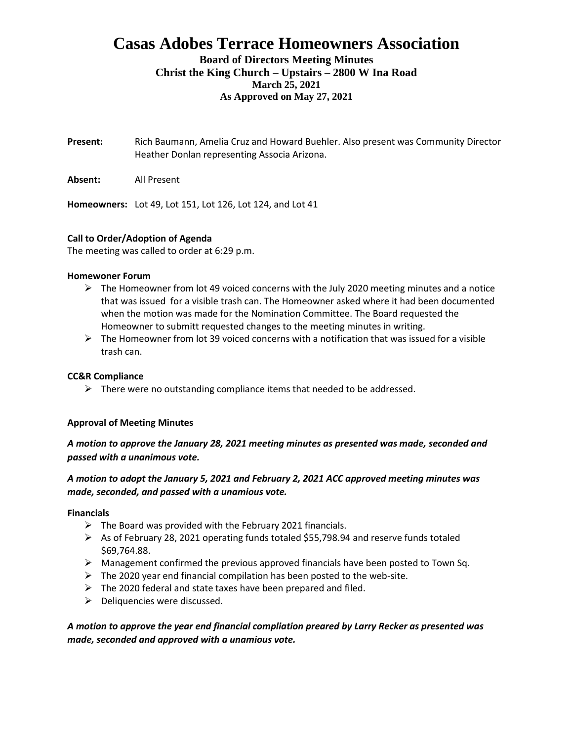# Casas Adobes Terrace Homeowners Association

**Board of Directors Meeting Minutes**
**Christ the King Church – Upstairs – 2800 W Ina Road**
**March 25, 2021**
**As Approved on May 27, 2021**

**Present:** Rich Baumann, Amelia Cruz and Howard Buehler. Also present was Community Director Heather Donlan representing Associa Arizona.

**Absent:** All Present

**Homeowners:** Lot 49, Lot 151, Lot 126, Lot 124, and Lot 41

### Call to Order/Adoption of Agenda

The meeting was called to order at 6:29 p.m.

### Homewoner Forum

- The Homeowner from lot 49 voiced concerns with the July 2020 meeting minutes and a notice that was issued for a visible trash can. The Homeowner asked where it had been documented when the motion was made for the Nomination Committee. The Board requested the Homeowner to submitt requested changes to the meeting minutes in writing.
- The Homeowner from lot 39 voiced concerns with a notification that was issued for a visible trash can.

### CC&R Compliance

- There were no outstanding compliance items that needed to be addressed.

### Approval of Meeting Minutes

***A motion to approve the January 28, 2021 meeting minutes as presented was made, seconded and passed with a unanimous vote.***

***A motion to adopt the January 5, 2021 and February 2, 2021 ACC approved meeting minutes was made, seconded, and passed with a unamious vote.***

### Financials

- The Board was provided with the February 2021 financials.
- As of February 28, 2021 operating funds totaled $55,798.94 and reserve funds totaled $69,764.88.
- Management confirmed the previous approved financials have been posted to Town Sq.
- The 2020 year end financial compilation has been posted to the web-site.
- The 2020 federal and state taxes have been prepared and filed.
- Deliquencies were discussed.

***A motion to approve the year end financial compliation preared by Larry Recker as presented was made, seconded and approved with a unamious vote.***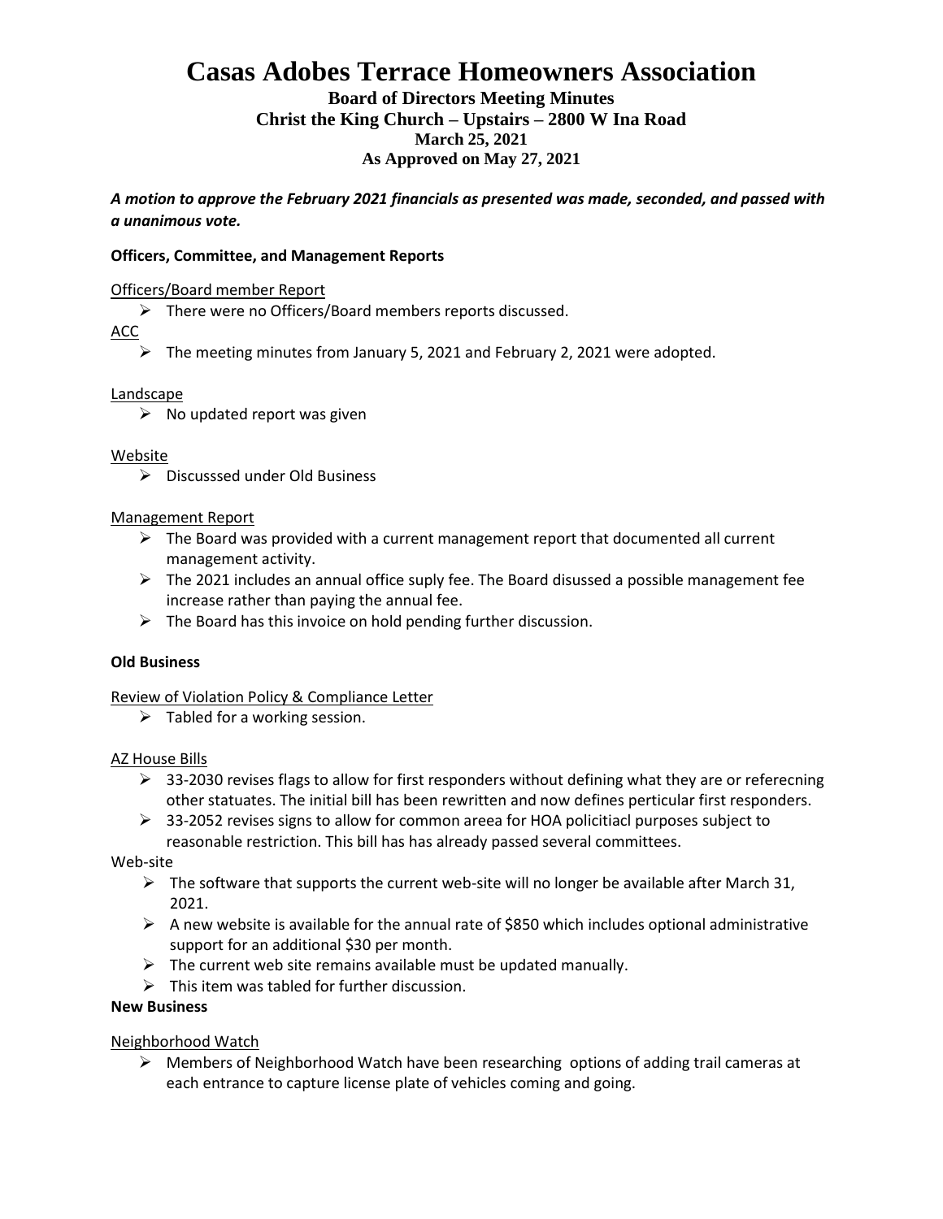# Casas Adobes Terrace Homeowners Association

**Board of Directors Meeting Minutes**
**Christ the King Church – Upstairs – 2800 W Ina Road**
**March 25, 2021**
**As Approved on May 27, 2021**

***A motion to approve the February 2021 financials as presented was made, seconded, and passed with a unanimous vote.***

**Officers, Committee, and Management Reports**

Officers/Board member Report

- There were no Officers/Board members reports discussed.

ACC

- The meeting minutes from January 5, 2021 and February 2, 2021 were adopted.

Landscape

- No updated report was given

Website

- Discusssed under Old Business

Management Report

- The Board was provided with a current management report that documented all current management activity.
- The 2021 includes an annual office suply fee. The Board disussed a possible management fee increase rather than paying the annual fee.
- The Board has this invoice on hold pending further discussion.

**Old Business**

Review of Violation Policy & Compliance Letter

- Tabled for a working session.

AZ House Bills

- 33-2030 revises flags to allow for first responders without defining what they are or referecning other statuates. The initial bill has been rewritten and now defines perticular first responders.
- 33-2052 revises signs to allow for common areea for HOA policitiacl purposes subject to reasonable restriction. This bill has has already passed several committees.

Web-site

- The software that supports the current web-site will no longer be available after March 31, 2021.
- A new website is available for the annual rate of $850 which includes optional administrative support for an additional $30 per month.
- The current web site remains available must be updated manually.
- This item was tabled for further discussion.

**New Business**

Neighborhood Watch

- Members of Neighborhood Watch have been researching options of adding trail cameras at each entrance to capture license plate of vehicles coming and going.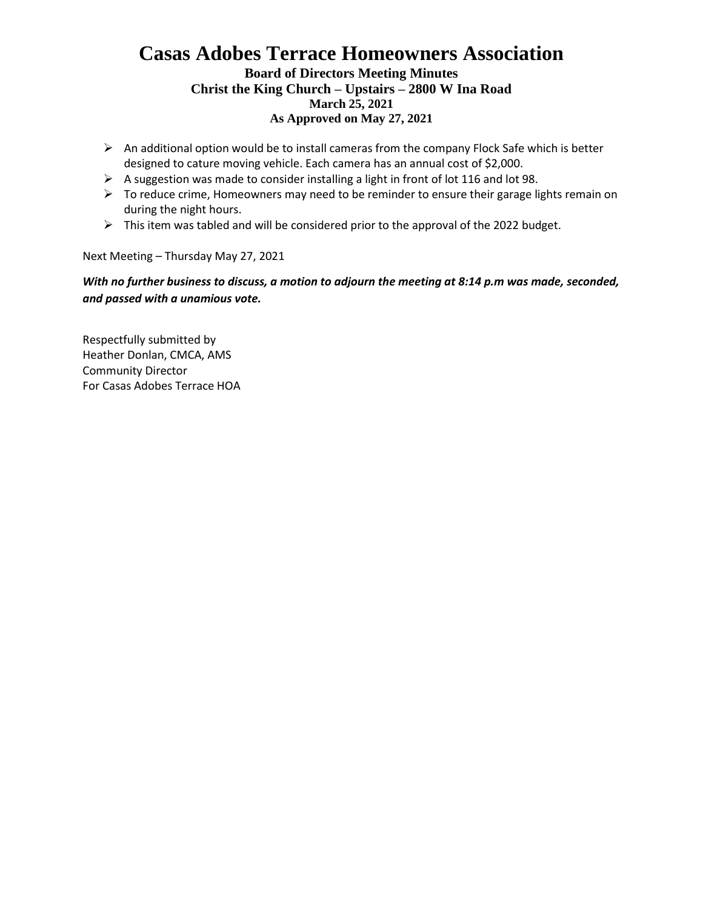# Casas Adobes Terrace Homeowners Association

**Board of Directors Meeting Minutes**
**Christ the King Church – Upstairs – 2800 W Ina Road**
**March 25, 2021**
**As Approved on May 27, 2021**

- An additional option would be to install cameras from the company Flock Safe which is better designed to cature moving vehicle. Each camera has an annual cost of $2,000.
- A suggestion was made to consider installing a light in front of lot 116 and lot 98.
- To reduce crime, Homeowners may need to be reminder to ensure their garage lights remain on during the night hours.
- This item was tabled and will be considered prior to the approval of the 2022 budget.

Next Meeting – Thursday May 27, 2021

***With no further business to discuss, a motion to adjourn the meeting at 8:14 p.m was made, seconded, and passed with a unamious vote.***

Respectfully submitted by
Heather Donlan, CMCA, AMS
Community Director
For Casas Adobes Terrace HOA